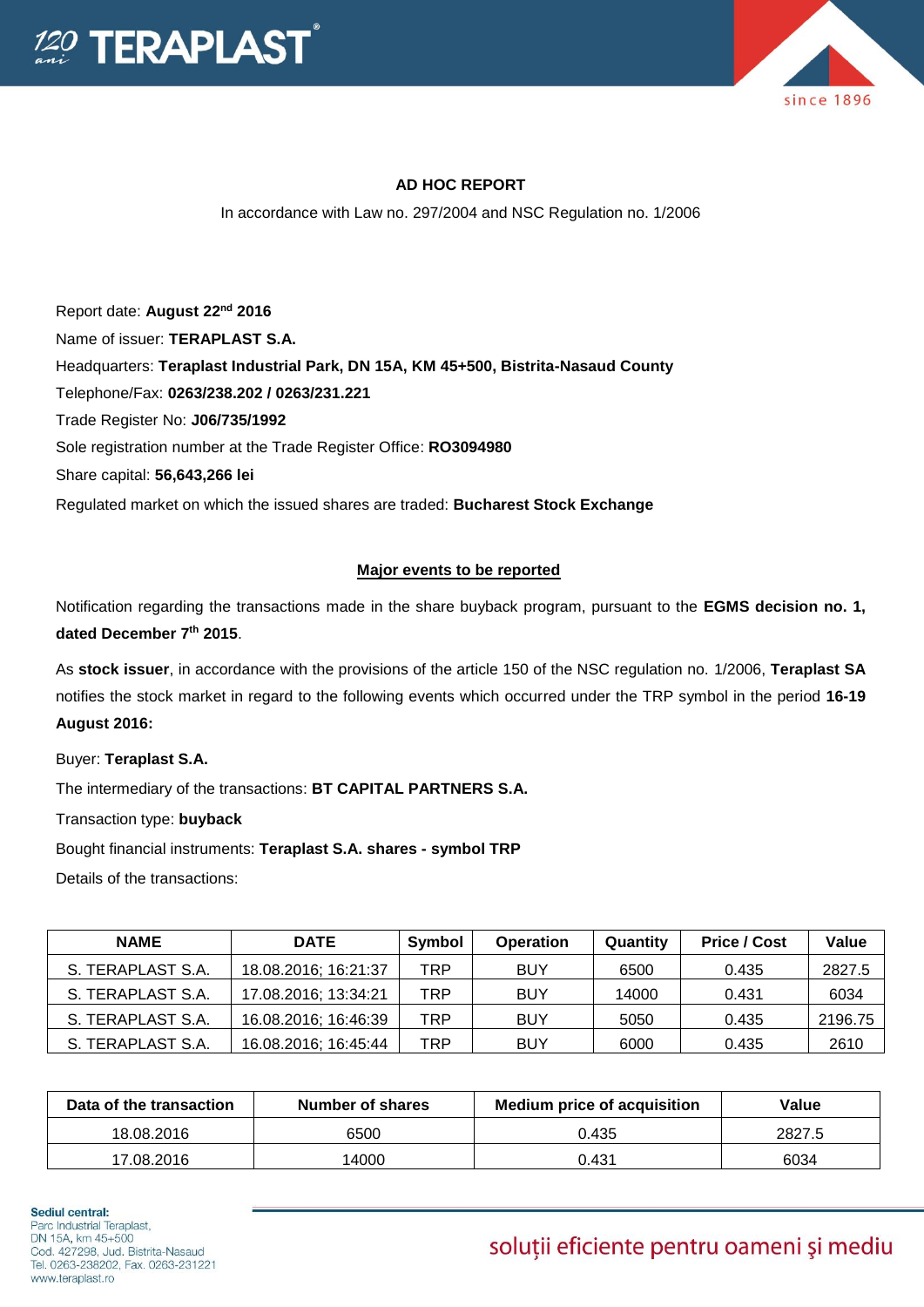## AD HOC REPORT

In accordance with Law no. 297/2004 and NSC Regulation no. 1/2006

Report date: **August 22nd 2016**

Name of issuer: **TERAPLAST S.A.**

Headquarters: **Teraplast Industrial Park, DN 15A, KM 45+500, Bistrita-Nasaud County**

Telephone/Fax: **0263/238.202 / 0263/231.221**

Trade Register No: **J06/735/1992**

Sole registration number at the Trade Register Office: **RO3094980**

Share capital: **56,643,266 lei**

Regulated market on which the issued shares are traded: **Bucharest Stock Exchange**

### Major events to be reported

Notification regarding the transactions made in the share buyback program, pursuant to the **EGMS decision no. 1, dated December 7th 2015**.

As **stock issuer**, in accordance with the provisions of the article 150 of the NSC regulation no. 1/2006, **Teraplast SA** notifies the stock market in regard to the following events which occurred under the TRP symbol in the period **16-19 August 2016:**

Buyer: **Teraplast S.A.**

The intermediary of the transactions: **BT CAPITAL PARTNERS S.A.**

Transaction type: **buyback**

Bought financial instruments: **Teraplast S.A. shares - symbol TRP**

Details of the transactions:

| NAME | DATE | Symbol | Operation | Quantity | Price / Cost | Value |
|---|---|---|---|---|---|---|
| S. TERAPLAST S.A. | 18.08.2016; 16:21:37 | TRP | BUY | 6500 | 0.435 | 2827.5 |
| S. TERAPLAST S.A. | 17.08.2016; 13:34:21 | TRP | BUY | 14000 | 0.431 | 6034 |
| S. TERAPLAST S.A. | 16.08.2016; 16:46:39 | TRP | BUY | 5050 | 0.435 | 2196.75 |
| S. TERAPLAST S.A. | 16.08.2016; 16:45:44 | TRP | BUY | 6000 | 0.435 | 2610 |

| Data of the transaction | Number of shares | Medium price of acquisition | Value |
|---|---|---|---|
| 18.08.2016 | 6500 | 0.435 | 2827.5 |
| 17.08.2016 | 14000 | 0.431 | 6034 |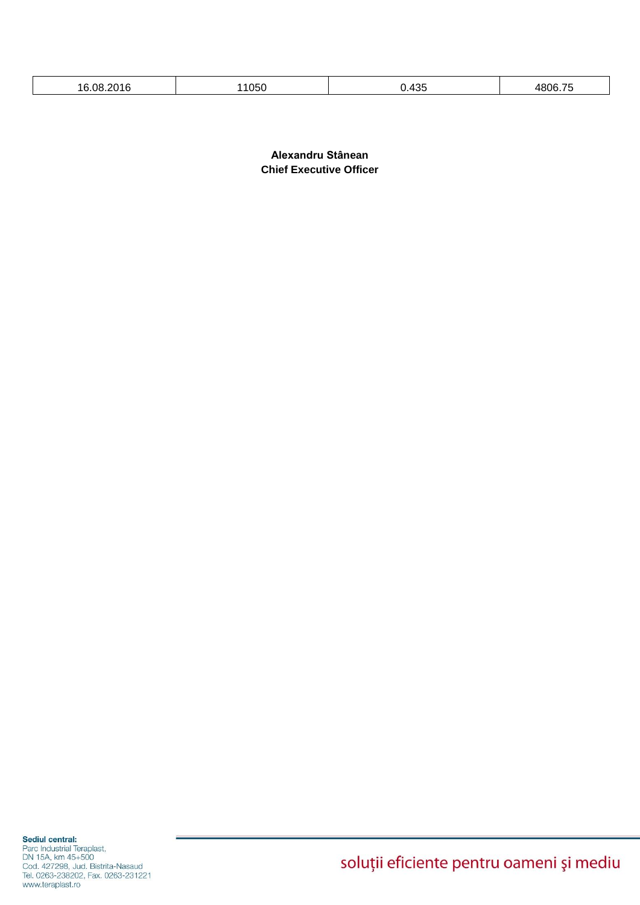| | | | |
|---|---|---|---|
| 16.08.2016 | 11050 | 0.435 | 4806.75 |

**Alexandru Stânean**
**Chief Executive Officer**